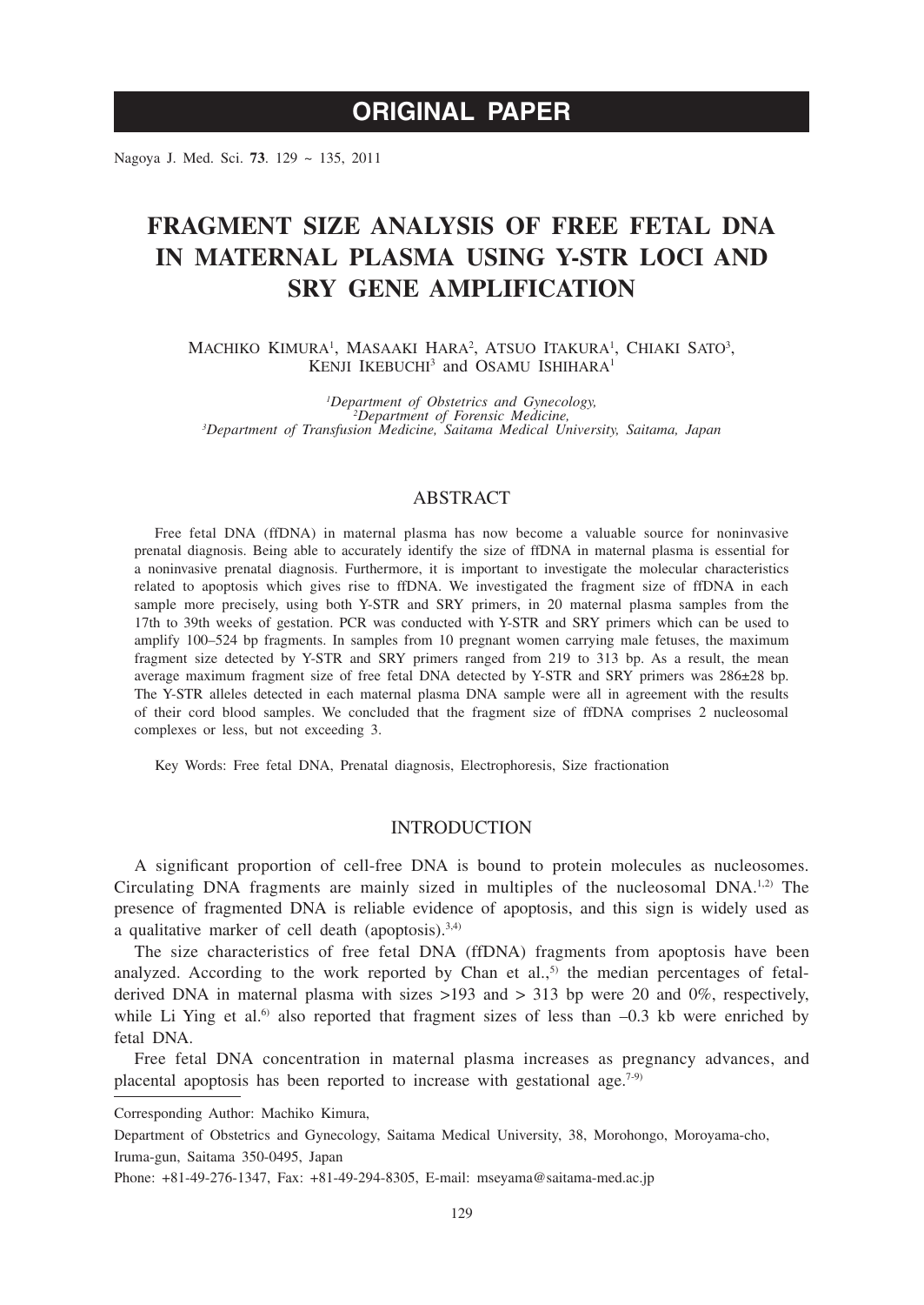# ORIGINAL PAPER

# FRAGMENT SIZE ANALYSIS OF FREE FETAL DNA IN MATERNAL PLASMA USING Y-STR LOCI AND SRY GENE AMPLIFICATION

Machiko Kimura[1], Masaaki Hara[2], Atsuo Itakura[1], Chiaki Sato[3], Kenji Ikebuchi[3] and Osamu Ishihara[1]

*[1]Department of Obstetrics and Gynecology,*
*[2]Department of Forensic Medicine,*
*[3]Department of Transfusion Medicine, Saitama Medical University, Saitama, Japan*

## ABSTRACT

Free fetal DNA (ffDNA) in maternal plasma has now become a valuable source for noninvasive prenatal diagnosis. Being able to accurately identify the size of ffDNA in maternal plasma is essential for a noninvasive prenatal diagnosis. Furthermore, it is important to investigate the molecular characteristics related to apoptosis which gives rise to ffDNA. We investigated the fragment size of ffDNA in each sample more precisely, using both Y-STR and SRY primers, in 20 maternal plasma samples from the 17th to 39th weeks of gestation. PCR was conducted with Y-STR and SRY primers which can be used to amplify 100–524 bp fragments. In samples from 10 pregnant women carrying male fetuses, the maximum fragment size detected by Y-STR and SRY primers ranged from 219 to 313 bp. As a result, the mean average maximum fragment size of free fetal DNA detected by Y-STR and SRY primers was 286±28 bp. The Y-STR alleles detected in each maternal plasma DNA sample were all in agreement with the results of their cord blood samples. We concluded that the fragment size of ffDNA comprises 2 nucleosomal complexes or less, but not exceeding 3.

Key Words: Free fetal DNA, Prenatal diagnosis, Electrophoresis, Size fractionation

## INTRODUCTION

A significant proportion of cell-free DNA is bound to protein molecules as nucleosomes. Circulating DNA fragments are mainly sized in multiples of the nucleosomal DNA.[1,2] The presence of fragmented DNA is reliable evidence of apoptosis, and this sign is widely used as a qualitative marker of cell death (apoptosis).[3,4]

The size characteristics of free fetal DNA (ffDNA) fragments from apoptosis have been analyzed. According to the work reported by Chan et al.,[5] the median percentages of fetal-derived DNA in maternal plasma with sizes >193 and > 313 bp were 20 and 0%, respectively, while Li Ying et al.[6] also reported that fragment sizes of less than –0.3 kb were enriched by fetal DNA.

Free fetal DNA concentration in maternal plasma increases as pregnancy advances, and placental apoptosis has been reported to increase with gestational age.[7-9]

---

Corresponding Author: Machiko Kimura,

Department of Obstetrics and Gynecology, Saitama Medical University, 38, Morohongo, Moroyama-cho, Iruma-gun, Saitama 350-0495, Japan

Phone: +81-49-276-1347, Fax: +81-49-294-8305, E-mail: mseyama@saitama-med.ac.jp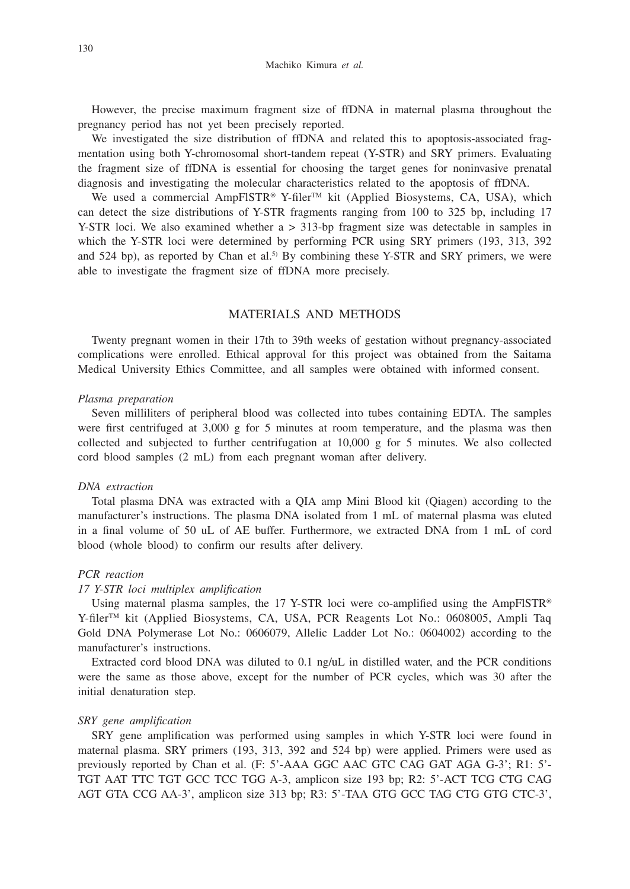However, the precise maximum fragment size of ffDNA in maternal plasma throughout the pregnancy period has not yet been precisely reported.

We investigated the size distribution of ffDNA and related this to apoptosis-associated fragmentation using both Y-chromosomal short-tandem repeat (Y-STR) and SRY primers. Evaluating the fragment size of ffDNA is essential for choosing the target genes for noninvasive prenatal diagnosis and investigating the molecular characteristics related to the apoptosis of ffDNA.

We used a commercial AmpFlSTR® Y-filer™ kit (Applied Biosystems, CA, USA), which can detect the size distributions of Y-STR fragments ranging from 100 to 325 bp, including 17 Y-STR loci. We also examined whether a > 313-bp fragment size was detectable in samples in which the Y-STR loci were determined by performing PCR using SRY primers (193, 313, 392 and 524 bp), as reported by Chan et al.[5] By combining these Y-STR and SRY primers, we were able to investigate the fragment size of ffDNA more precisely.

## MATERIALS AND METHODS

Twenty pregnant women in their 17th to 39th weeks of gestation without pregnancy-associated complications were enrolled. Ethical approval for this project was obtained from the Saitama Medical University Ethics Committee, and all samples were obtained with informed consent.

### *Plasma preparation*

Seven milliliters of peripheral blood was collected into tubes containing EDTA. The samples were first centrifuged at 3,000 g for 5 minutes at room temperature, and the plasma was then collected and subjected to further centrifugation at 10,000 g for 5 minutes. We also collected cord blood samples (2 mL) from each pregnant woman after delivery.

### *DNA extraction*

Total plasma DNA was extracted with a QIA amp Mini Blood kit (Qiagen) according to the manufacturer's instructions. The plasma DNA isolated from 1 mL of maternal plasma was eluted in a final volume of 50 uL of AE buffer. Furthermore, we extracted DNA from 1 mL of cord blood (whole blood) to confirm our results after delivery.

### *PCR reaction*

#### *17 Y-STR loci multiplex amplification*

Using maternal plasma samples, the 17 Y-STR loci were co-amplified using the AmpFlSTR® Y-filer™ kit (Applied Biosystems, CA, USA, PCR Reagents Lot No.: 0608005, Ampli Taq Gold DNA Polymerase Lot No.: 0606079, Allelic Ladder Lot No.: 0604002) according to the manufacturer's instructions.

Extracted cord blood DNA was diluted to 0.1 ng/uL in distilled water, and the PCR conditions were the same as those above, except for the number of PCR cycles, which was 30 after the initial denaturation step.

#### *SRY gene amplification*

SRY gene amplification was performed using samples in which Y-STR loci were found in maternal plasma. SRY primers (193, 313, 392 and 524 bp) were applied. Primers were used as previously reported by Chan et al. (F: 5'-AAA GGC AAC GTC CAG GAT AGA G-3'; R1: 5'-TGT AAT TTC TGT GCC TCC TGG A-3, amplicon size 193 bp; R2: 5'-ACT TCG CTG CAG AGT GTA CCG AA-3', amplicon size 313 bp; R3: 5'-TAA GTG GCC TAG CTG GTG CTC-3',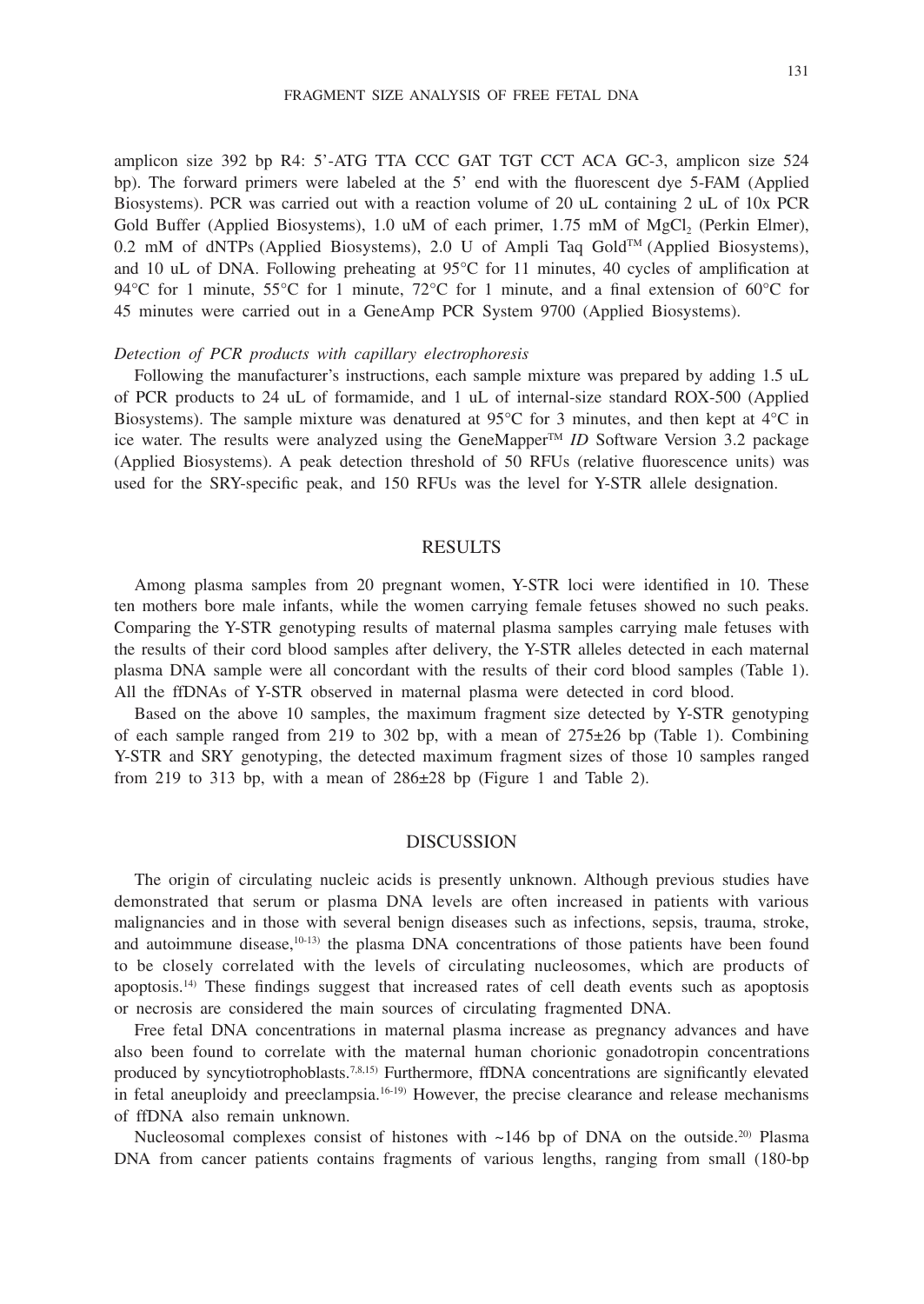amplicon size 392 bp R4: 5'-ATG TTA CCC GAT TGT CCT ACA GC-3, amplicon size 524 bp). The forward primers were labeled at the 5' end with the fluorescent dye 5-FAM (Applied Biosystems). PCR was carried out with a reaction volume of 20 uL containing 2 uL of 10x PCR Gold Buffer (Applied Biosystems), 1.0 uM of each primer, 1.75 mM of $MgCl_2$ (Perkin Elmer), 0.2 mM of dNTPs (Applied Biosystems), 2.0 U of Ampli Taq Gold™ (Applied Biosystems), and 10 uL of DNA. Following preheating at 95°C for 11 minutes, 40 cycles of amplification at 94°C for 1 minute, 55°C for 1 minute, 72°C for 1 minute, and a final extension of 60°C for 45 minutes were carried out in a GeneAmp PCR System 9700 (Applied Biosystems).

*Detection of PCR products with capillary electrophoresis*

Following the manufacturer's instructions, each sample mixture was prepared by adding 1.5 uL of PCR products to 24 uL of formamide, and 1 uL of internal-size standard ROX-500 (Applied Biosystems). The sample mixture was denatured at 95°C for 3 minutes, and then kept at 4°C in ice water. The results were analyzed using the GeneMapper™ *ID* Software Version 3.2 package (Applied Biosystems). A peak detection threshold of 50 RFUs (relative fluorescence units) was used for the SRY-specific peak, and 150 RFUs was the level for Y-STR allele designation.

## RESULTS

Among plasma samples from 20 pregnant women, Y-STR loci were identified in 10. These ten mothers bore male infants, while the women carrying female fetuses showed no such peaks. Comparing the Y-STR genotyping results of maternal plasma samples carrying male fetuses with the results of their cord blood samples after delivery, the Y-STR alleles detected in each maternal plasma DNA sample were all concordant with the results of their cord blood samples (Table 1). All the ffDNAs of Y-STR observed in maternal plasma were detected in cord blood.

Based on the above 10 samples, the maximum fragment size detected by Y-STR genotyping of each sample ranged from 219 to 302 bp, with a mean of 275±26 bp (Table 1). Combining Y-STR and SRY genotyping, the detected maximum fragment sizes of those 10 samples ranged from 219 to 313 bp, with a mean of 286±28 bp (Figure 1 and Table 2).

## DISCUSSION

The origin of circulating nucleic acids is presently unknown. Although previous studies have demonstrated that serum or plasma DNA levels are often increased in patients with various malignancies and in those with several benign diseases such as infections, sepsis, trauma, stroke, and autoimmune disease,[10-13] the plasma DNA concentrations of those patients have been found to be closely correlated with the levels of circulating nucleosomes, which are products of apoptosis.[14] These findings suggest that increased rates of cell death events such as apoptosis or necrosis are considered the main sources of circulating fragmented DNA.

Free fetal DNA concentrations in maternal plasma increase as pregnancy advances and have also been found to correlate with the maternal human chorionic gonadotropin concentrations produced by syncytiotrophoblasts.[7,8,15] Furthermore, ffDNA concentrations are significantly elevated in fetal aneuploidy and preeclampsia.[16-19] However, the precise clearance and release mechanisms of ffDNA also remain unknown.

Nucleosomal complexes consist of histones with ~146 bp of DNA on the outside.[20] Plasma DNA from cancer patients contains fragments of various lengths, ranging from small (180-bp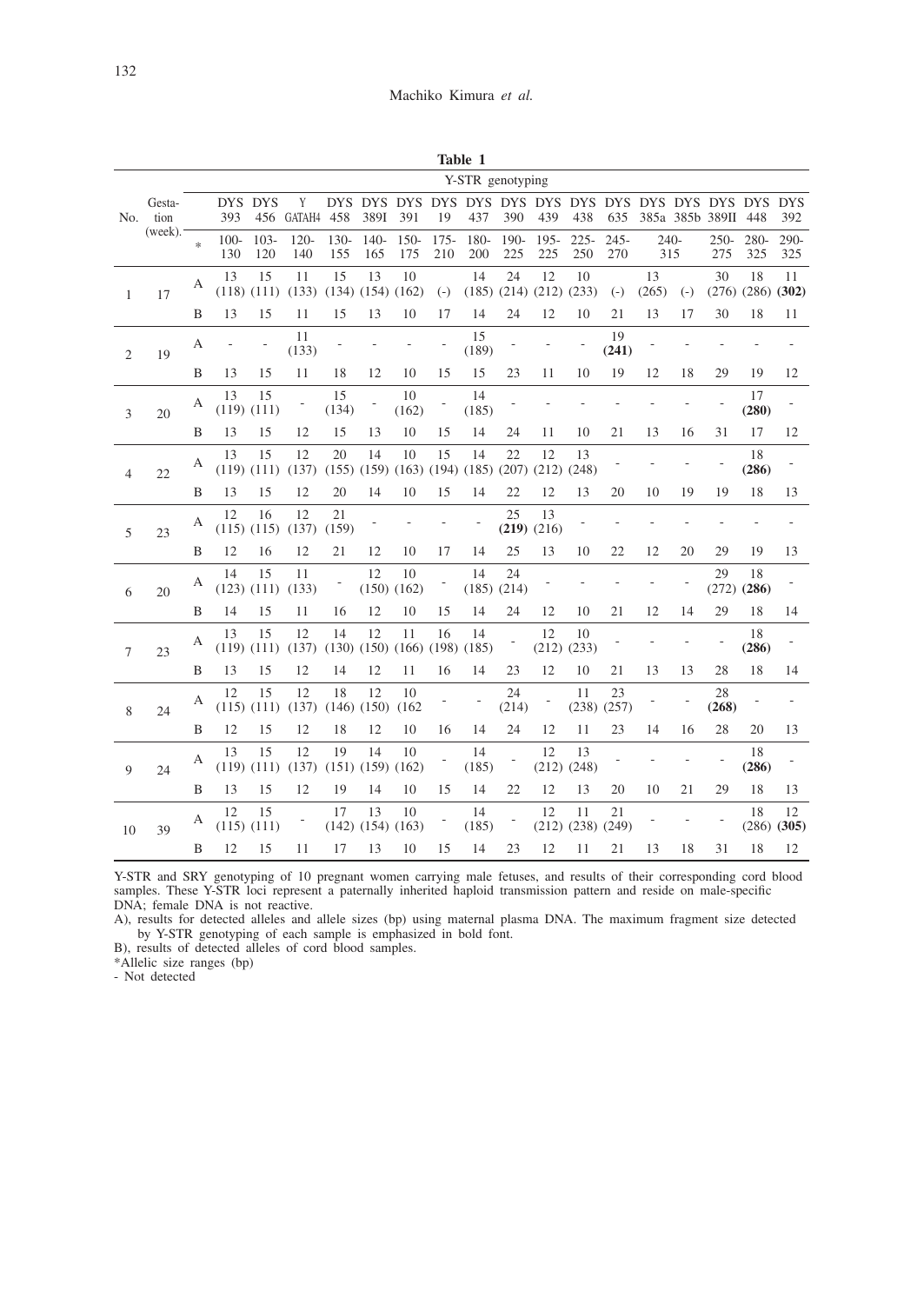**Table 1**

| No. | Gestation (week). | | Y-STR genotyping | | | | | | | | | | | | | | | | |
|---|---|---|---|---|---|---|---|---|---|---|---|---|---|---|---|---|---|---|---|
| | | | DYS 393 | DYS 456 | Y GATAH4 | DYS 458 | DYS 389I | DYS 391 | DYS 19 | DYS 437 | DYS 390 | DYS 439 | DYS 438 | DYS 635 | DYS 385a | DYS 385b | DYS 389II | DYS 448 | DYS 392 |
| | | * | 100-130 | 103-120 | 120-140 | 130-155 | 140-165 | 150-175 | 175-210 | 180-200 | 190-225 | 195-225 | 225-250 | 245-270 | 240-315 | | 250-275 | 280-325 | 290-325 |
| 1 | 17 | A | 13 (118) | 15 (111) | 11 (133) | 15 (134) | 13 (154) | 10 (162) | (-) | 14 (185) | 24 (214) | 12 (212) | 10 (233) | (-) | 13 (265) | (-) | 30 (276) | 18 (286) | 11 **(302)** |
| | | B | 13 | 15 | 11 | 15 | 13 | 10 | 17 | 14 | 24 | 12 | 10 | 21 | 13 | 17 | 30 | 18 | 11 |
| 2 | 19 | A | - | - | 11 (133) | - | - | - | - | 15 (189) | - | - | - | 19 **(241)** | - | - | - | - | - |
| | | B | 13 | 15 | 11 | 18 | 12 | 10 | 15 | 15 | 23 | 11 | 10 | 19 | 12 | 18 | 29 | 19 | 12 |
| 3 | 20 | A | 13 (119) | 15 (111) | - | 15 (134) | - | 10 (162) | - | 14 (185) | - | - | - | - | - | - | - | 17 **(280)** | - |
| | | B | 13 | 15 | 12 | 15 | 13 | 10 | 15 | 14 | 24 | 11 | 10 | 21 | 13 | 16 | 31 | 17 | 12 |
| 4 | 22 | A | 13 (119) | 15 (111) | 12 (137) | 20 (155) | 14 (159) | 10 (163) | 15 (194) | 14 (185) | 22 (207) | 12 (212) | 13 (248) | - | - | - | - | 18 **(286)** | - |
| | | B | 13 | 15 | 12 | 20 | 14 | 10 | 15 | 14 | 22 | 12 | 13 | 20 | 10 | 19 | 19 | 18 | 13 |
| 5 | 23 | A | 12 (115) | 16 (115) | 12 (137) | 21 (159) | - | - | - | - | 25 **(219)** | 13 (216) | - | - | - | - | - | - | - |
| | | B | 12 | 16 | 12 | 21 | 12 | 10 | 17 | 14 | 25 | 13 | 10 | 22 | 12 | 20 | 29 | 19 | 13 |
| 6 | 20 | A | 14 (123) | 15 (111) | 11 (133) | - | 12 (150) | 10 (162) | - | 14 (185) | 24 (214) | - | - | - | - | - | 29 (272) | 18 **(286)** | - |
| | | B | 14 | 15 | 11 | 16 | 12 | 10 | 15 | 14 | 24 | 12 | 10 | 21 | 12 | 14 | 29 | 18 | 14 |
| 7 | 23 | A | 13 (119) | 15 (111) | 12 (137) | 14 (130) | 12 (150) | 11 (166) | 16 (198) | 14 (185) | - | 12 (212) | 10 (233) | - | - | - | - | 18 **(286)** | - |
| | | B | 13 | 15 | 12 | 14 | 12 | 11 | 16 | 14 | 23 | 12 | 10 | 21 | 13 | 13 | 28 | 18 | 14 |
| 8 | 24 | A | 12 (115) | 15 (111) | 12 (137) | 18 (146) | 12 (150) | 10 (162 | - | - | 24 (214) | - | 11 (238) | 23 (257) | - | - | 28 **(268)** | - | - |
| | | B | 12 | 15 | 12 | 18 | 12 | 10 | 16 | 14 | 24 | 12 | 11 | 23 | 14 | 16 | 28 | 20 | 13 |
| 9 | 24 | A | 13 (119) | 15 (111) | 12 (137) | 19 (151) | 14 (159) | 10 (162) | - | 14 (185) | - | 12 (212) | 13 (248) | - | - | - | - | 18 **(286)** | - |
| | | B | 13 | 15 | 12 | 19 | 14 | 10 | 15 | 14 | 22 | 12 | 13 | 20 | 10 | 21 | 29 | 18 | 13 |
| 10 | 39 | A | 12 (115) | 15 (111) | - | 17 (142) | 13 (154) | 10 (163) | - | 14 (185) | - | 12 (212) | 11 (238) | 21 (249) | - | - | - | 18 (286) | 12 **(305)** |
| | | B | 12 | 15 | 11 | 17 | 13 | 10 | 15 | 14 | 23 | 12 | 11 | 21 | 13 | 18 | 31 | 18 | 12 |

Y-STR and SRY genotyping of 10 pregnant women carrying male fetuses, and results of their corresponding cord blood samples. These Y-STR loci represent a paternally inherited haploid transmission pattern and reside on male-specific DNA; female DNA is not reactive.

A), results for detected alleles and allele sizes (bp) using maternal plasma DNA. The maximum fragment size detected by Y-STR genotyping of each sample is emphasized in bold font.

B), results of detected alleles of cord blood samples.

*Allelic size ranges (bp)

- Not detected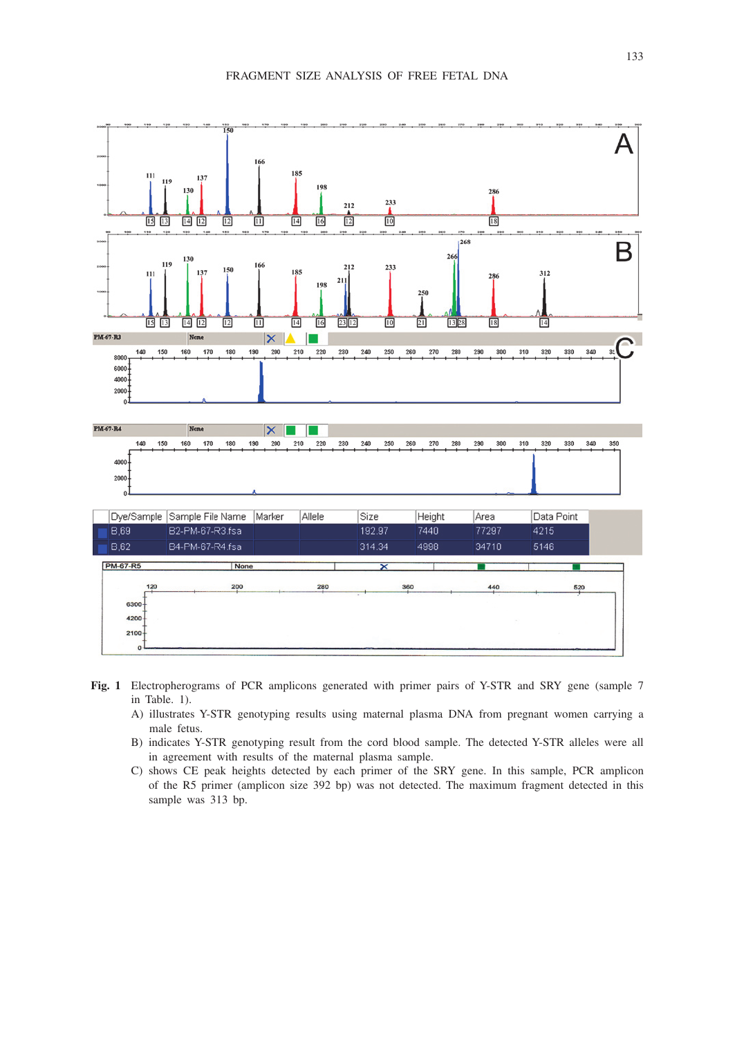**Fig. 1** Electropherograms of PCR amplicons generated with primer pairs of Y-STR and SRY gene (sample 7 in Table. 1).

A) illustrates Y-STR genotyping results using maternal plasma DNA from pregnant women carrying a male fetus.

B) indicates Y-STR genotyping result from the cord blood sample. The detected Y-STR alleles were all in agreement with results of the maternal plasma sample.

C) shows CE peak heights detected by each primer of the SRY gene. In this sample, PCR amplicon of the R5 primer (amplicon size 392 bp) was not detected. The maximum fragment detected in this sample was 313 bp.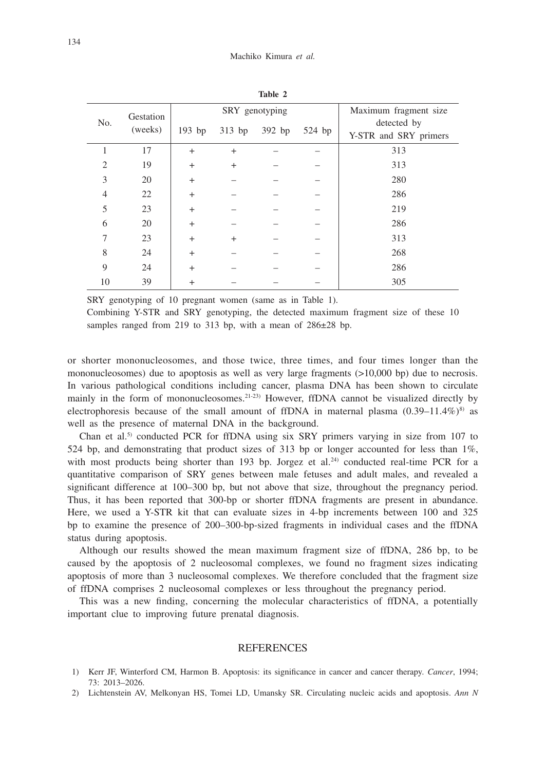**Table 2**

| No. | Gestation (weeks) | SRY genotyping | | | | Maximum fragment size detected by Y-STR and SRY primers |
|---|---|---|---|---|---|---|
| | | 193 bp | 313 bp | 392 bp | 524 bp | |
| 1 | 17 | + | + | – | – | 313 |
| 2 | 19 | + | + | – | – | 313 |
| 3 | 20 | + | – | – | – | 280 |
| 4 | 22 | + | – | – | – | 286 |
| 5 | 23 | + | – | – | – | 219 |
| 6 | 20 | + | – | – | – | 286 |
| 7 | 23 | + | + | – | – | 313 |
| 8 | 24 | + | – | – | – | 268 |
| 9 | 24 | + | – | – | – | 286 |
| 10 | 39 | + | – | – | – | 305 |

SRY genotyping of 10 pregnant women (same as in Table 1).

Combining Y-STR and SRY genotyping, the detected maximum fragment size of these 10 samples ranged from 219 to 313 bp, with a mean of 286±28 bp.

or shorter mononucleosomes, and those twice, three times, and four times longer than the mononucleosomes) due to apoptosis as well as very large fragments (>10,000 bp) due to necrosis. In various pathological conditions including cancer, plasma DNA has been shown to circulate mainly in the form of mononucleosomes.[21-23] However, ffDNA cannot be visualized directly by electrophoresis because of the small amount of ffDNA in maternal plasma (0.39–11.4%)[8] as well as the presence of maternal DNA in the background.

Chan et al.[5] conducted PCR for ffDNA using six SRY primers varying in size from 107 to 524 bp, and demonstrating that product sizes of 313 bp or longer accounted for less than 1%, with most products being shorter than 193 bp. Jorgez et al.[24] conducted real-time PCR for a quantitative comparison of SRY genes between male fetuses and adult males, and revealed a significant difference at 100–300 bp, but not above that size, throughout the pregnancy period. Thus, it has been reported that 300-bp or shorter ffDNA fragments are present in abundance. Here, we used a Y-STR kit that can evaluate sizes in 4-bp increments between 100 and 325 bp to examine the presence of 200–300-bp-sized fragments in individual cases and the ffDNA status during apoptosis.

Although our results showed the mean maximum fragment size of ffDNA, 286 bp, to be caused by the apoptosis of 2 nucleosomal complexes, we found no fragment sizes indicating apoptosis of more than 3 nucleosomal complexes. We therefore concluded that the fragment size of ffDNA comprises 2 nucleosomal complexes or less throughout the pregnancy period.

This was a new finding, concerning the molecular characteristics of ffDNA, a potentially important clue to improving future prenatal diagnosis.

## REFERENCES

1) Kerr JF, Winterford CM, Harmon B. Apoptosis: its significance in cancer and cancer therapy. *Cancer*, 1994; 73: 2013–2026.
2) Lichtenstein AV, Melkonyan HS, Tomei LD, Umansky SR. Circulating nucleic acids and apoptosis. *Ann N*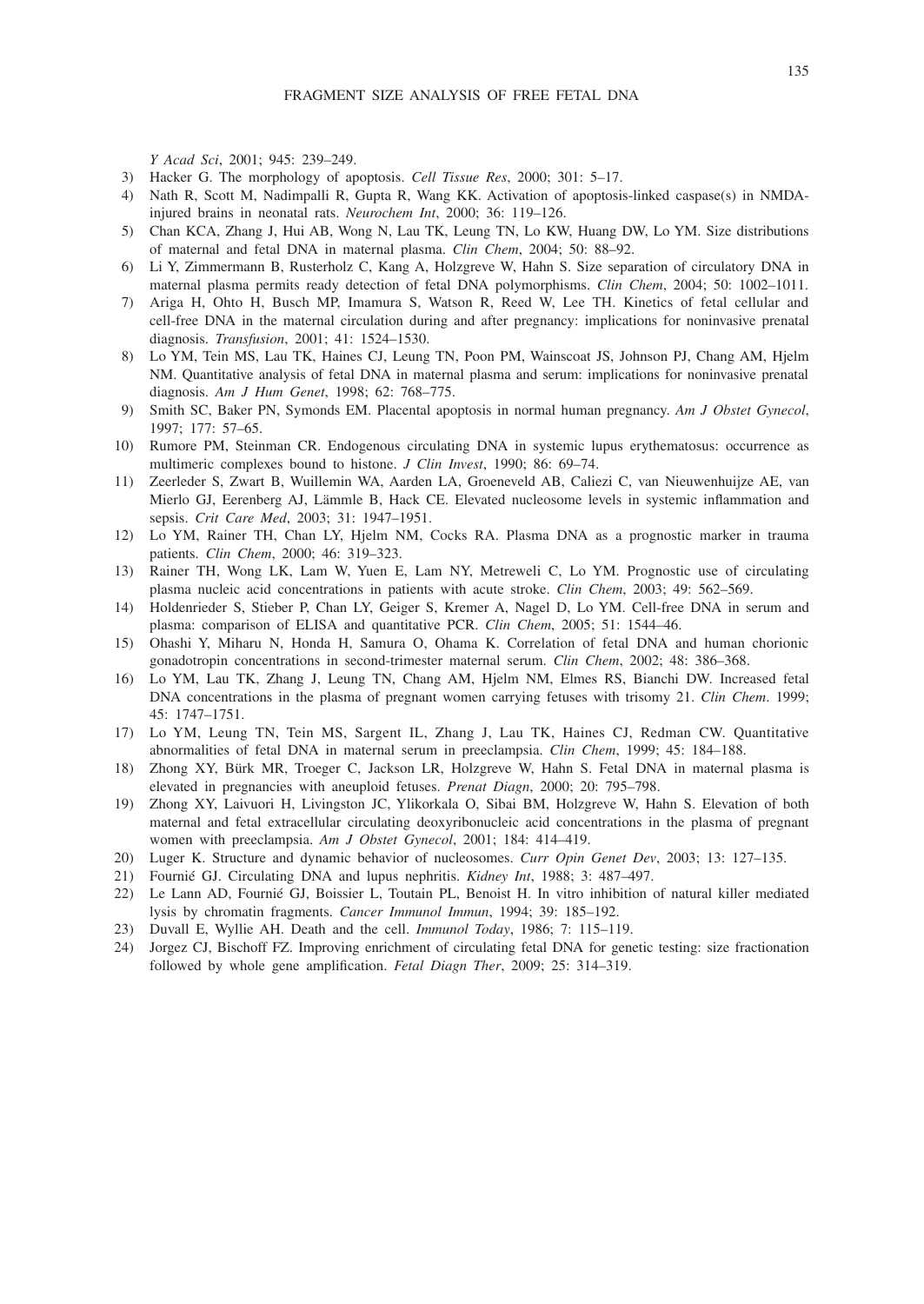*Y Acad Sci*, 2001; 945: 239–249.

3) Hacker G. The morphology of apoptosis. *Cell Tissue Res*, 2000; 301: 5–17.
4) Nath R, Scott M, Nadimpalli R, Gupta R, Wang KK. Activation of apoptosis-linked caspase(s) in NMDA-injured brains in neonatal rats. *Neurochem Int*, 2000; 36: 119–126.
5) Chan KCA, Zhang J, Hui AB, Wong N, Lau TK, Leung TN, Lo KW, Huang DW, Lo YM. Size distributions of maternal and fetal DNA in maternal plasma. *Clin Chem*, 2004; 50: 88–92.
6) Li Y, Zimmermann B, Rusterholz C, Kang A, Holzgreve W, Hahn S. Size separation of circulatory DNA in maternal plasma permits ready detection of fetal DNA polymorphisms. *Clin Chem*, 2004; 50: 1002–1011.
7) Ariga H, Ohto H, Busch MP, Imamura S, Watson R, Reed W, Lee TH. Kinetics of fetal cellular and cell-free DNA in the maternal circulation during and after pregnancy: implications for noninvasive prenatal diagnosis. *Transfusion*, 2001; 41: 1524–1530.
8) Lo YM, Tein MS, Lau TK, Haines CJ, Leung TN, Poon PM, Wainscoat JS, Johnson PJ, Chang AM, Hjelm NM. Quantitative analysis of fetal DNA in maternal plasma and serum: implications for noninvasive prenatal diagnosis. *Am J Hum Genet*, 1998; 62: 768–775.
9) Smith SC, Baker PN, Symonds EM. Placental apoptosis in normal human pregnancy. *Am J Obstet Gynecol*, 1997; 177: 57–65.
10) Rumore PM, Steinman CR. Endogenous circulating DNA in systemic lupus erythematosus: occurrence as multimeric complexes bound to histone. *J Clin Invest*, 1990; 86: 69–74.
11) Zeerleder S, Zwart B, Wuillemin WA, Aarden LA, Groeneveld AB, Caliezi C, van Nieuwenhuijze AE, van Mierlo GJ, Eerenberg AJ, Lämmle B, Hack CE. Elevated nucleosome levels in systemic inflammation and sepsis. *Crit Care Med*, 2003; 31: 1947–1951.
12) Lo YM, Rainer TH, Chan LY, Hjelm NM, Cocks RA. Plasma DNA as a prognostic marker in trauma patients. *Clin Chem*, 2000; 46: 319–323.
13) Rainer TH, Wong LK, Lam W, Yuen E, Lam NY, Metreweli C, Lo YM. Prognostic use of circulating plasma nucleic acid concentrations in patients with acute stroke. *Clin Chem*, 2003; 49: 562–569.
14) Holdenrieder S, Stieber P, Chan LY, Geiger S, Kremer A, Nagel D, Lo YM. Cell-free DNA in serum and plasma: comparison of ELISA and quantitative PCR. *Clin Chem*, 2005; 51: 1544–46.
15) Ohashi Y, Miharu N, Honda H, Samura O, Ohama K. Correlation of fetal DNA and human chorionic gonadotropin concentrations in second-trimester maternal serum. *Clin Chem*, 2002; 48: 386–368.
16) Lo YM, Lau TK, Zhang J, Leung TN, Chang AM, Hjelm NM, Elmes RS, Bianchi DW. Increased fetal DNA concentrations in the plasma of pregnant women carrying fetuses with trisomy 21. *Clin Chem*. 1999; 45: 1747–1751.
17) Lo YM, Leung TN, Tein MS, Sargent IL, Zhang J, Lau TK, Haines CJ, Redman CW. Quantitative abnormalities of fetal DNA in maternal serum in preeclampsia. *Clin Chem*, 1999; 45: 184–188.
18) Zhong XY, Bürk MR, Troeger C, Jackson LR, Holzgreve W, Hahn S. Fetal DNA in maternal plasma is elevated in pregnancies with aneuploid fetuses. *Prenat Diagn*, 2000; 20: 795–798.
19) Zhong XY, Laivuori H, Livingston JC, Ylikorkala O, Sibai BM, Holzgreve W, Hahn S. Elevation of both maternal and fetal extracellular circulating deoxyribonucleic acid concentrations in the plasma of pregnant women with preeclampsia. *Am J Obstet Gynecol*, 2001; 184: 414–419.
20) Luger K. Structure and dynamic behavior of nucleosomes. *Curr Opin Genet Dev*, 2003; 13: 127–135.
21) Fournié GJ. Circulating DNA and lupus nephritis. *Kidney Int*, 1988; 3: 487–497.
22) Le Lann AD, Fournié GJ, Boissier L, Toutain PL, Benoist H. In vitro inhibition of natural killer mediated lysis by chromatin fragments. *Cancer Immunol Immun*, 1994; 39: 185–192.
23) Duvall E, Wyllie AH. Death and the cell. *Immunol Today*, 1986; 7: 115–119.
24) Jorgez CJ, Bischoff FZ. Improving enrichment of circulating fetal DNA for genetic testing: size fractionation followed by whole gene amplification. *Fetal Diagn Ther*, 2009; 25: 314–319.